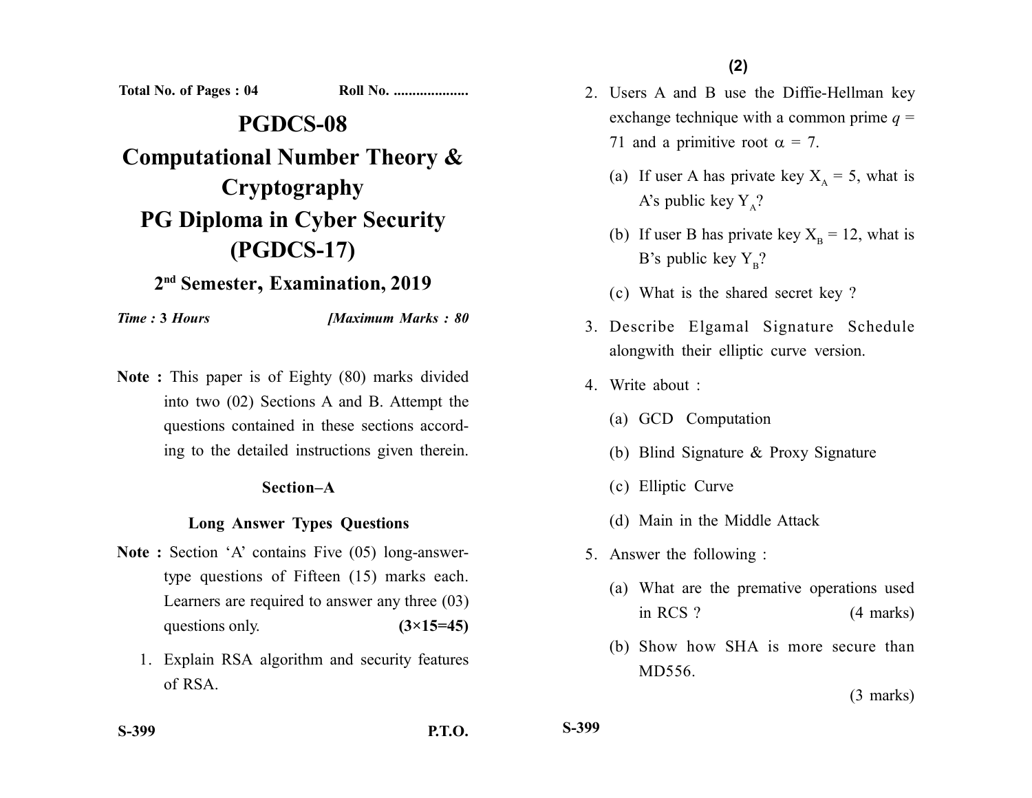Total No. of Pages : 04 Roll No. ....................

# PGDCS-08

# Computational Number Theory & Cryptography

# PG Diploma in Cyber Security (PGDCS-17)

## 2nd Semester, Examination, 2019

*Time : 3 Hours* *[Maximum Marks : 80*

**Note :** This paper is of Eighty (80) marks divided into two (02) Sections A and B. Attempt the questions contained in these sections according to the detailed instructions given therein.

### Section–A

### Long Answer Types Questions

**Note :** Section 'A' contains Five (05) long-answer-type questions of Fifteen (15) marks each. Learners are required to answer any three (03) questions only. **(3×15=45)**

1. Explain RSA algorithm and security features of RSA.

2. Users A and B use the Diffie-Hellman key exchange technique with a common prime $q = 71$ and a primitive root $\alpha = 7$.

   (a) If user A has private key $X_A = 5$, what is A's public key $Y_A$?

   (b) If user B has private key $X_B = 12$, what is B's public key $Y_B$?

   (c) What is the shared secret key ?

3. Describe Elgamal Signature Schedule alongwith their elliptic curve version.

4. Write about :

   (a) GCD Computation

   (b) Blind Signature & Proxy Signature

   (c) Elliptic Curve

   (d) Main in the Middle Attack

5. Answer the following :

   (a) What are the premative operations used in RCS ? (4 marks)

   (b) Show how SHA is more secure than MD556. (3 marks)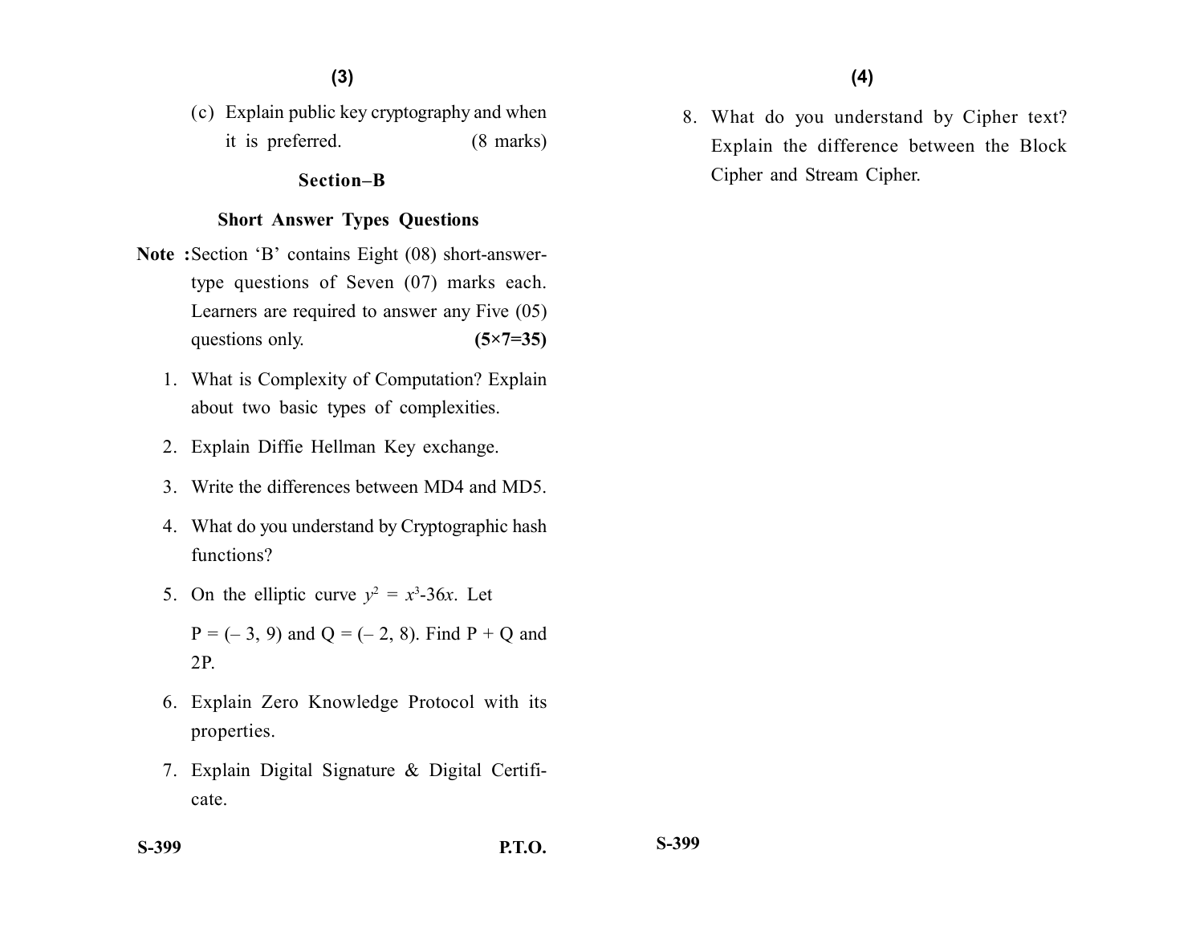(c) Explain public key cryptography and when it is preferred. (8 marks)

## Section–B

### Short Answer Types Questions

**Note :** Section 'B' contains Eight (08) short-answer-type questions of Seven (07) marks each. Learners are required to answer any Five (05) questions only. **(5×7=35)**

1. What is Complexity of Computation? Explain about two basic types of complexities.
2. Explain Diffie Hellman Key exchange.
3. Write the differences between MD4 and MD5.
4. What do you understand by Cryptographic hash functions?
5. On the elliptic curve $y^2 = x^3 - 36x$. Let

   P = (– 3, 9) and Q = (– 2, 8). Find P + Q and 2P.
6. Explain Zero Knowledge Protocol with its properties.
7. Explain Digital Signature & Digital Certificate.
8. What do you understand by Cipher text? Explain the difference between the Block Cipher and Stream Cipher.